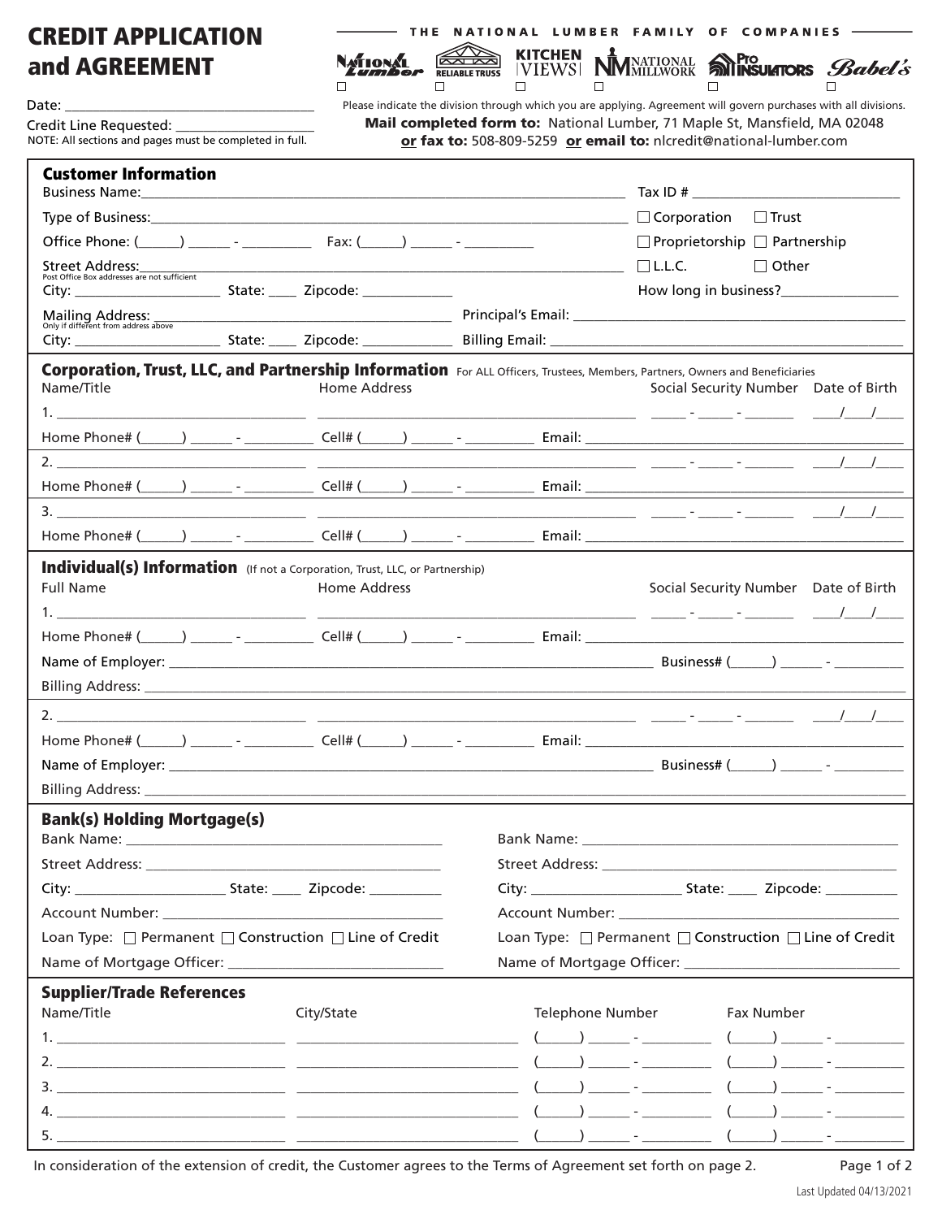# CREDIT APPLICATION and AGREEMENT

THE NATIONAL LUMBER FAMILY OF COMPANIES

☐ National Lumber ☐ Reliable Truss ☐ Kitchen Views ☐ National Millwork ☐ Pro Insulators ☐ Babel's

Please indicate the division through which you are applying. Agreement will govern purchases with all divisions.

**Mail completed form to:** National Lumber, 71 Maple St, Mansfield, MA 02048
**or fax to:** 508-809-5259 **or email to:** nlcredit@national-lumber.com

Date: ___________________________________

Credit Line Requested: ___________________

NOTE: All sections and pages must be completed in full.

## Customer Information

Business Name: _______________________________________________ Tax ID # ____________________________

Type of Business: _____________________________________________ ☐ Corporation ☐ Trust

Office Phone: (_____) ______ - _________ Fax: (_____) ______ - _________ ☐ Proprietorship ☐ Partnership

Street Address: ______________________________________________ ☐ L.L.C. ☐ Other
Post Office Box addresses are not sufficient

City: ___________________ State: ____ Zipcode: ____________ How long in business? ______________

Mailing Address: ______________________________________ Principal's Email: ______________________________
Only if different from address above

City: ___________________ State: ____ Zipcode: ____________ Billing Email: ______________________________

## Corporation, Trust, LLC, and Partnership Information

For ALL Officers, Trustees, Members, Partners, Owners and Beneficiaries

| Name/Title | Home Address | Social Security Number | Date of Birth |
|---|---|---|---|
| 1. ______________ | ______________ | _____ - _____ - _______ | ___/___/___ |
| Home Phone# (_____) ______ - _________ | Cell# (_____) ______ - _________ | Email: ______________ | |
| 2. ______________ | ______________ | _____ - _____ - _______ | ___/___/___ |
| Home Phone# (_____) ______ - _________ | Cell# (_____) ______ - _________ | Email: ______________ | |
| 3. ______________ | ______________ | _____ - _____ - _______ | ___/___/___ |
| Home Phone# (_____) ______ - _________ | Cell# (_____) ______ - _________ | Email: ______________ | |

## Individual(s) Information

(If not a Corporation, Trust, LLC, or Partnership)

| Full Name | Home Address | Social Security Number | Date of Birth |
|---|---|---|---|
| 1. ______________ | ______________ | _____ - _____ - _______ | ___/___/___ |

Home Phone# (_____) ______ - _________ Cell# (_____) ______ - _________ Email: ______________________________

Name of Employer: _______________________________________________ Business# (_____) ______ - _________

Billing Address: ______________________________________________________________________________

| Full Name | Home Address | Social Security Number | Date of Birth |
|---|---|---|---|
| 2. ______________ | ______________ | _____ - _____ - _______ | ___/___/___ |

Home Phone# (_____) ______ - _________ Cell# (_____) ______ - _________ Email: ______________________________

Name of Employer: _______________________________________________ Business# (_____) ______ - _________

Billing Address: ______________________________________________________________________________

## Bank(s) Holding Mortgage(s)

| | |
|---|---|
| Bank Name: ______________________________ | Bank Name: ______________________________ |
| Street Address: ______________________________ | Street Address: ______________________________ |
| City: ______________ State: ____ Zipcode: _________ | City: ______________ State: ____ Zipcode: _________ |
| Account Number: ______________________________ | Account Number: ______________________________ |
| Loan Type: ☐ Permanent ☐ Construction ☐ Line of Credit | Loan Type: ☐ Permanent ☐ Construction ☐ Line of Credit |
| Name of Mortgage Officer: ______________________ | Name of Mortgage Officer: ______________________ |

## Supplier/Trade References

| Name/Title | City/State | Telephone Number | Fax Number |
|---|---|---|---|
| 1. ______________ | ______________ | (_____) ______ - _________ | (_____) ______ - _________ |
| 2. ______________ | ______________ | (_____) ______ - _________ | (_____) ______ - _________ |
| 3. ______________ | ______________ | (_____) ______ - _________ | (_____) ______ - _________ |
| 4. ______________ | ______________ | (_____) ______ - _________ | (_____) ______ - _________ |
| 5. ______________ | ______________ | (_____) ______ - _________ | (_____) ______ - _________ |

In consideration of the extension of credit, the Customer agrees to the Terms of Agreement set forth on page 2.

Last Updated 04/13/2021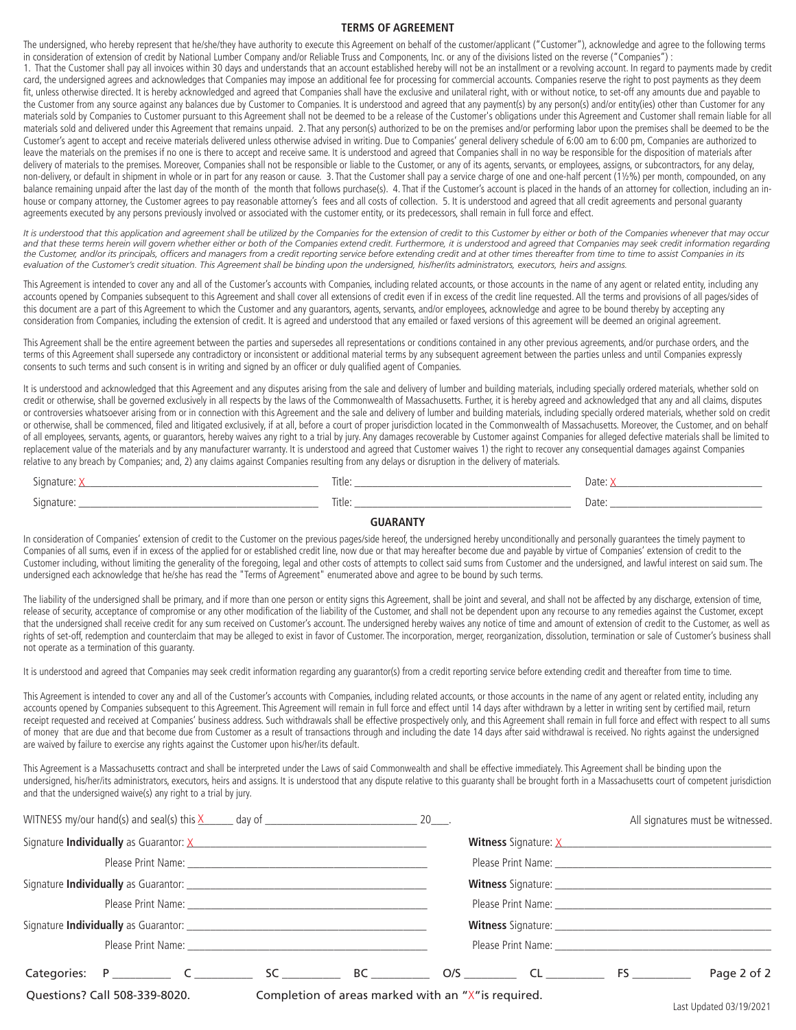## TERMS OF AGREEMENT

The undersigned, who hereby represent that he/she/they have authority to execute this Agreement on behalf of the customer/applicant ("Customer"), acknowledge and agree to the following terms in consideration of extension of credit by National Lumber Company and/or Reliable Truss and Components, Inc. or any of the divisions listed on the reverse ("Companies") :

1. That the Customer shall pay all invoices within 30 days and understands that an account established hereby will not be an installment or a revolving account. In regard to payments made by credit card, the undersigned agrees and acknowledges that Companies may impose an additional fee for processing for commercial accounts. Companies reserve the right to post payments as they deem fit, unless otherwise directed. It is hereby acknowledged and agreed that Companies shall have the exclusive and unilateral right, with or without notice, to set-off any amounts due and payable to the Customer from any source against any balances due by Customer to Companies. It is understood and agreed that any payment(s) by any person(s) and/or entity(ies) other than Customer for any materials sold by Companies to Customer pursuant to this Agreement shall not be deemed to be a release of the Customer's obligations under this Agreement and Customer shall remain liable for all materials sold and delivered under this Agreement that remains unpaid. 2. That any person(s) authorized to be on the premises and/or performing labor upon the premises shall be deemed to be the Customer's agent to accept and receive materials delivered unless otherwise advised in writing. Due to Companies' general delivery schedule of 6:00 am to 6:00 pm, Companies are authorized to leave the materials on the premises if no one is there to accept and receive same. It is understood and agreed that Companies shall in no way be responsible for the disposition of materials after delivery of materials to the premises. Moreover, Companies shall not be responsible or liable to the Customer, or any of its agents, servants, or employees, assigns, or subcontractors, for any delay, non-delivery, or default in shipment in whole or in part for any reason or cause. 3. That the Customer shall pay a service charge of one and one-half percent (1½%) per month, compounded, on any balance remaining unpaid after the last day of the month of the month that follows purchase(s). 4. That if the Customer's account is placed in the hands of an attorney for collection, including an in-house or company attorney, the Customer agrees to pay reasonable attorney's fees and all costs of collection. 5. It is understood and agreed that all credit agreements and personal guaranty agreements executed by any persons previously involved or associated with the customer entity, or its predecessors, shall remain in full force and effect.

*It is understood that this application and agreement shall be utilized by the Companies for the extension of credit to this Customer by either or both of the Companies whenever that may occur and that these terms herein will govern whether either or both of the Companies extend credit. Furthermore, it is understood and agreed that Companies may seek credit information regarding the Customer, and/or its principals, officers and managers from a credit reporting service before extending credit and at other times thereafter from time to time to assist Companies in its evaluation of the Customer's credit situation. This Agreement shall be binding upon the undersigned, his/her/its administrators, executors, heirs and assigns.*

This Agreement is intended to cover any and all of the Customer's accounts with Companies, including related accounts, or those accounts in the name of any agent or related entity, including any accounts opened by Companies subsequent to this Agreement and shall cover all extensions of credit even if in excess of the credit line requested. All the terms and provisions of all pages/sides of this document are a part of this Agreement to which the Customer and any guarantors, agents, servants, and/or employees, acknowledge and agree to be bound thereby by accepting any consideration from Companies, including the extension of credit. It is agreed and understood that any emailed or faxed versions of this agreement will be deemed an original agreement.

This Agreement shall be the entire agreement between the parties and supersedes all representations or conditions contained in any other previous agreements, and/or purchase orders, and the terms of this Agreement shall supersede any contradictory or inconsistent or additional material terms by any subsequent agreement between the parties unless and until Companies expressly consents to such terms and such consent is in writing and signed by an officer or duly qualified agent of Companies.

It is understood and acknowledged that this Agreement and any disputes arising from the sale and delivery of lumber and building materials, including specially ordered materials, whether sold on credit or otherwise, shall be governed exclusively in all respects by the laws of the Commonwealth of Massachusetts. Further, it is hereby agreed and acknowledged that any and all claims, disputes or controversies whatsoever arising from or in connection with this Agreement and the sale and delivery of lumber and building materials, including specially ordered materials, whether sold on credit or otherwise, shall be commenced, filed and litigated exclusively, if at all, before a court of proper jurisdiction located in the Commonwealth of Massachusetts. Moreover, the Customer, and on behalf of all employees, servants, agents, or guarantors, hereby waives any right to a trial by jury. Any damages recoverable by Customer against Companies for alleged defective materials shall be limited to replacement value of the materials and by any manufacturer warranty. It is understood and agreed that Customer waives 1) the right to recover any consequential damages against Companies relative to any breach by Companies; and, 2) any claims against Companies resulting from any delays or disruption in the delivery of materials.

Signature: X________________________ Title: ________________________ Date: X________________

Signature: ________________________ Title: ________________________ Date: ________________

## GUARANTY

In consideration of Companies' extension of credit to the Customer on the previous pages/side hereof, the undersigned hereby unconditionally and personally guarantees the timely payment to Companies of all sums, even if in excess of the applied for or established credit line, now due or that may hereafter become due and payable by virtue of Companies' extension of credit to the Customer including, without limiting the generality of the foregoing, legal and other costs of attempts to collect said sums from Customer and the undersigned, and lawful interest on said sum. The undersigned each acknowledge that he/she has read the "Terms of Agreement" enumerated above and agree to be bound by such terms.

The liability of the undersigned shall be primary, and if more than one person or entity signs this Agreement, shall be joint and several, and shall not be affected by any discharge, extension of time, release of security, acceptance of compromise or any other modification of the liability of the Customer, and shall not be dependent upon any recourse to any remedies against the Customer, except that the undersigned shall receive credit for any sum received on Customer's account. The undersigned hereby waives any notice of time and amount of extension of credit to the Customer, as well as rights of set-off, redemption and counterclaim that may be alleged to exist in favor of Customer. The incorporation, merger, reorganization, dissolution, termination or sale of Customer's business shall not operate as a termination of this guaranty.

It is understood and agreed that Companies may seek credit information regarding any guarantor(s) from a credit reporting service before extending credit and thereafter from time to time.

This Agreement is intended to cover any and all of the Customer's accounts with Companies, including related accounts, or those accounts in the name of any agent or related entity, including any accounts opened by Companies subsequent to this Agreement. This Agreement will remain in full force and effect until 14 days after withdrawn by a letter in writing sent by certified mail, return receipt requested and received at Companies' business address. Such withdrawals shall be effective prospectively only, and this Agreement shall remain in full force and effect with respect to all sums of money that are due and that become due from Customer as a result of transactions through and including the date 14 days after said withdrawal is received. No rights against the undersigned are waived by failure to exercise any rights against the Customer upon his/her/its default.

This Agreement is a Massachusetts contract and shall be interpreted under the Laws of said Commonwealth and shall be effective immediately. This Agreement shall be binding upon the undersigned, his/her/its administrators, executors, heirs and assigns. It is understood that any dispute relative to this guaranty shall be brought forth in a Massachusetts court of competent jurisdiction and that the undersigned waive(s) any right to a trial by jury.

WITNESS my/our hand(s) and seal(s) this X______ day of ________________________ 20___. All signatures must be witnessed.

Signature **Individually** as Guarantor: X________________________ **Witness** Signature: X________________________

Please Print Name: ________________________ Please Print Name: ________________________

Signature **Individually** as Guarantor: ________________________ **Witness** Signature: ________________________

Please Print Name: ________________________ Please Print Name: ________________________

Signature **Individually** as Guarantor: ________________________ **Witness** Signature: ________________________

Please Print Name: ________________________ Please Print Name: ________________________

Categories: P ________ C ________ SC ________ BC ________ O/S ________ CL ________ FS ________

Questions? Call 508-339-8020. Completion of areas marked with an "X" is required.

Last Updated 03/19/2021